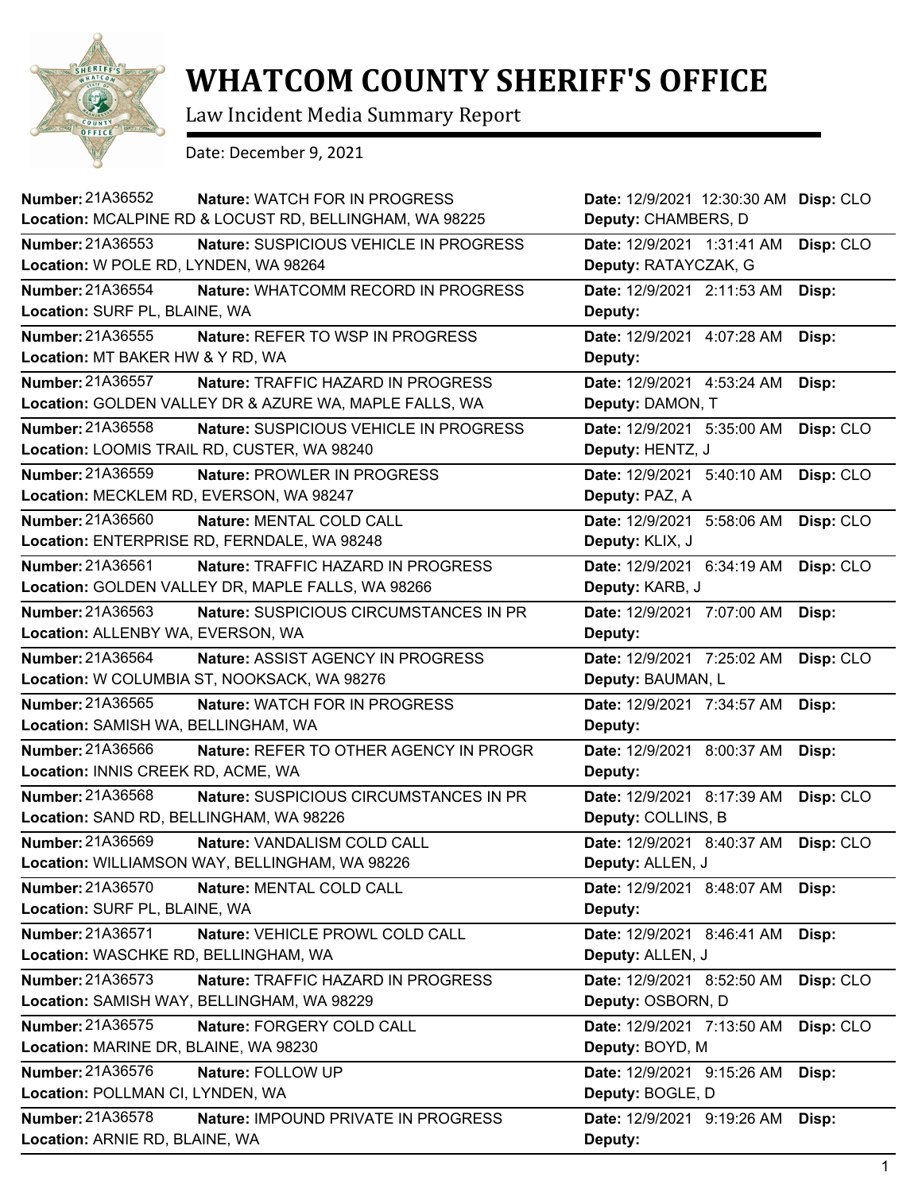# WHATCOM COUNTY SHERIFF'S OFFICE

Law Incident Media Summary Report

Date: December 9, 2021

| Number | Nature | Location | Date | Deputy | Disp |
|---|---|---|---|---|---|
| 21A36552 | WATCH FOR IN PROGRESS | MCALPINE RD & LOCUST RD, BELLINGHAM, WA 98225 | 12/9/2021 12:30:30 AM | CHAMBERS, D | CLO |
| 21A36553 | SUSPICIOUS VEHICLE IN PROGRESS | W POLE RD, LYNDEN, WA 98264 | 12/9/2021 1:31:41 AM | RATAYCZAK, G | CLO |
| 21A36554 | WHATCOMM RECORD IN PROGRESS | SURF PL, BLAINE, WA | 12/9/2021 2:11:53 AM | | |
| 21A36555 | REFER TO WSP IN PROGRESS | MT BAKER HW & Y RD, WA | 12/9/2021 4:07:28 AM | | |
| 21A36557 | TRAFFIC HAZARD IN PROGRESS | GOLDEN VALLEY DR & AZURE WA, MAPLE FALLS, WA | 12/9/2021 4:53:24 AM | DAMON, T | |
| 21A36558 | SUSPICIOUS VEHICLE IN PROGRESS | LOOMIS TRAIL RD, CUSTER, WA 98240 | 12/9/2021 5:35:00 AM | HENTZ, J | CLO |
| 21A36559 | PROWLER IN PROGRESS | MECKLEM RD, EVERSON, WA 98247 | 12/9/2021 5:40:10 AM | PAZ, A | CLO |
| 21A36560 | MENTAL COLD CALL | ENTERPRISE RD, FERNDALE, WA 98248 | 12/9/2021 5:58:06 AM | KLIX, J | CLO |
| 21A36561 | TRAFFIC HAZARD IN PROGRESS | GOLDEN VALLEY DR, MAPLE FALLS, WA 98266 | 12/9/2021 6:34:19 AM | KARB, J | CLO |
| 21A36563 | SUSPICIOUS CIRCUMSTANCES IN PR | ALLENBY WA, EVERSON, WA | 12/9/2021 7:07:00 AM | | |
| 21A36564 | ASSIST AGENCY IN PROGRESS | W COLUMBIA ST, NOOKSACK, WA 98276 | 12/9/2021 7:25:02 AM | BAUMAN, L | CLO |
| 21A36565 | WATCH FOR IN PROGRESS | SAMISH WA, BELLINGHAM, WA | 12/9/2021 7:34:57 AM | | |
| 21A36566 | REFER TO OTHER AGENCY IN PROGR | INNIS CREEK RD, ACME, WA | 12/9/2021 8:00:37 AM | | |
| 21A36568 | SUSPICIOUS CIRCUMSTANCES IN PR | SAND RD, BELLINGHAM, WA 98226 | 12/9/2021 8:17:39 AM | COLLINS, B | CLO |
| 21A36569 | VANDALISM COLD CALL | WILLIAMSON WAY, BELLINGHAM, WA 98226 | 12/9/2021 8:40:37 AM | ALLEN, J | CLO |
| 21A36570 | MENTAL COLD CALL | SURF PL, BLAINE, WA | 12/9/2021 8:48:07 AM | | |
| 21A36571 | VEHICLE PROWL COLD CALL | WASCHKE RD, BELLINGHAM, WA | 12/9/2021 8:46:41 AM | ALLEN, J | |
| 21A36573 | TRAFFIC HAZARD IN PROGRESS | SAMISH WAY, BELLINGHAM, WA 98229 | 12/9/2021 8:52:50 AM | OSBORN, D | CLO |
| 21A36575 | FORGERY COLD CALL | MARINE DR, BLAINE, WA 98230 | 12/9/2021 7:13:50 AM | BOYD, M | CLO |
| 21A36576 | FOLLOW UP | POLLMAN CI, LYNDEN, WA | 12/9/2021 9:15:26 AM | BOGLE, D | |
| 21A36578 | IMPOUND PRIVATE IN PROGRESS | ARNIE RD, BLAINE, WA | 12/9/2021 9:19:26 AM | | |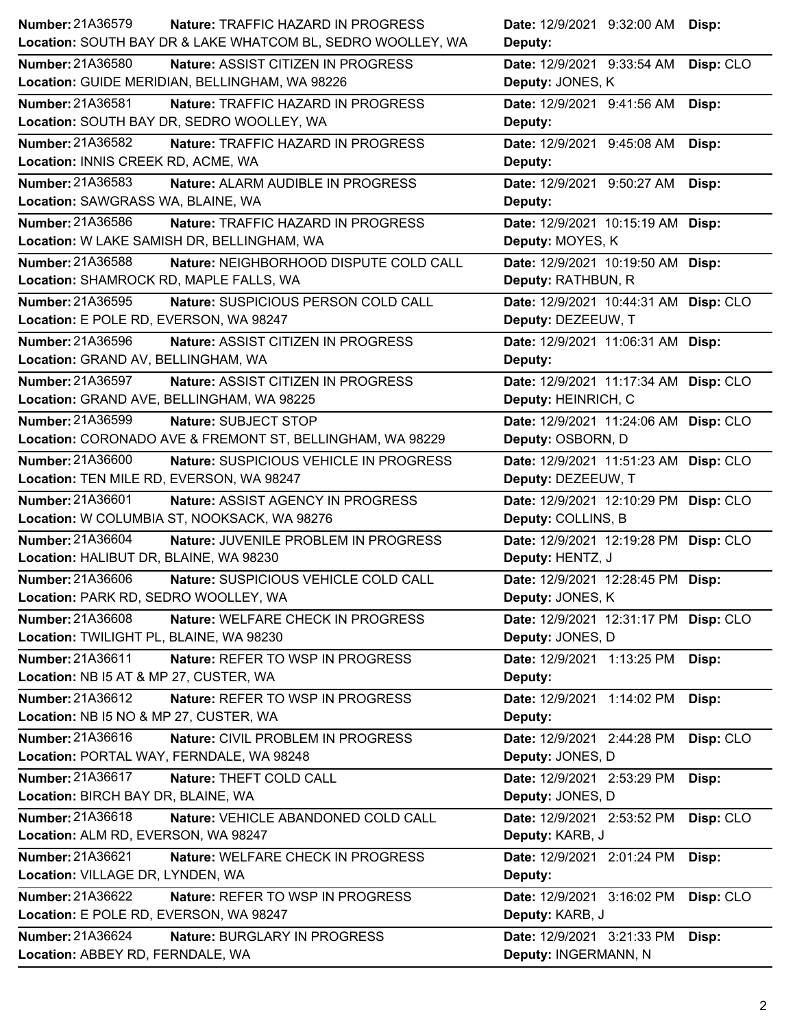| Number | Nature | Location | Date | Disp | Deputy |
|---|---|---|---|---|---|
| 21A36579 | TRAFFIC HAZARD IN PROGRESS | SOUTH BAY DR & LAKE WHATCOM BL, SEDRO WOOLLEY, WA | 12/9/2021 9:32:00 AM | | |
| 21A36580 | ASSIST CITIZEN IN PROGRESS | GUIDE MERIDIAN, BELLINGHAM, WA 98226 | 12/9/2021 9:33:54 AM | CLO | JONES, K |
| 21A36581 | TRAFFIC HAZARD IN PROGRESS | SOUTH BAY DR, SEDRO WOOLLEY, WA | 12/9/2021 9:41:56 AM | | |
| 21A36582 | TRAFFIC HAZARD IN PROGRESS | INNIS CREEK RD, ACME, WA | 12/9/2021 9:45:08 AM | | |
| 21A36583 | ALARM AUDIBLE IN PROGRESS | SAWGRASS WA, BLAINE, WA | 12/9/2021 9:50:27 AM | | |
| 21A36586 | TRAFFIC HAZARD IN PROGRESS | W LAKE SAMISH DR, BELLINGHAM, WA | 12/9/2021 10:15:19 AM | | MOYES, K |
| 21A36588 | NEIGHBORHOOD DISPUTE COLD CALL | SHAMROCK RD, MAPLE FALLS, WA | 12/9/2021 10:19:50 AM | | RATHBUN, R |
| 21A36595 | SUSPICIOUS PERSON COLD CALL | E POLE RD, EVERSON, WA 98247 | 12/9/2021 10:44:31 AM | CLO | DEZEEUW, T |
| 21A36596 | ASSIST CITIZEN IN PROGRESS | GRAND AV, BELLINGHAM, WA | 12/9/2021 11:06:31 AM | | |
| 21A36597 | ASSIST CITIZEN IN PROGRESS | GRAND AVE, BELLINGHAM, WA 98225 | 12/9/2021 11:17:34 AM | CLO | HEINRICH, C |
| 21A36599 | SUBJECT STOP | CORONADO AVE & FREMONT ST, BELLINGHAM, WA 98229 | 12/9/2021 11:24:06 AM | CLO | OSBORN, D |
| 21A36600 | SUSPICIOUS VEHICLE IN PROGRESS | TEN MILE RD, EVERSON, WA 98247 | 12/9/2021 11:51:23 AM | CLO | DEZEEUW, T |
| 21A36601 | ASSIST AGENCY IN PROGRESS | W COLUMBIA ST, NOOKSACK, WA 98276 | 12/9/2021 12:10:29 PM | CLO | COLLINS, B |
| 21A36604 | JUVENILE PROBLEM IN PROGRESS | HALIBUT DR, BLAINE, WA 98230 | 12/9/2021 12:19:28 PM | CLO | HENTZ, J |
| 21A36606 | SUSPICIOUS VEHICLE COLD CALL | PARK RD, SEDRO WOOLLEY, WA | 12/9/2021 12:28:45 PM | | JONES, K |
| 21A36608 | WELFARE CHECK IN PROGRESS | TWILIGHT PL, BLAINE, WA 98230 | 12/9/2021 12:31:17 PM | CLO | JONES, D |
| 21A36611 | REFER TO WSP IN PROGRESS | NB I5 AT & MP 27, CUSTER, WA | 12/9/2021 1:13:25 PM | | |
| 21A36612 | REFER TO WSP IN PROGRESS | NB I5 NO & MP 27, CUSTER, WA | 12/9/2021 1:14:02 PM | | |
| 21A36616 | CIVIL PROBLEM IN PROGRESS | PORTAL WAY, FERNDALE, WA 98248 | 12/9/2021 2:44:28 PM | CLO | JONES, D |
| 21A36617 | THEFT COLD CALL | BIRCH BAY DR, BLAINE, WA | 12/9/2021 2:53:29 PM | | JONES, D |
| 21A36618 | VEHICLE ABANDONED COLD CALL | ALM RD, EVERSON, WA 98247 | 12/9/2021 2:53:52 PM | CLO | KARB, J |
| 21A36621 | WELFARE CHECK IN PROGRESS | VILLAGE DR, LYNDEN, WA | 12/9/2021 2:01:24 PM | | |
| 21A36622 | REFER TO WSP IN PROGRESS | E POLE RD, EVERSON, WA 98247 | 12/9/2021 3:16:02 PM | CLO | KARB, J |
| 21A36624 | BURGLARY IN PROGRESS | ABBEY RD, FERNDALE, WA | 12/9/2021 3:21:33 PM | | INGERMANN, N |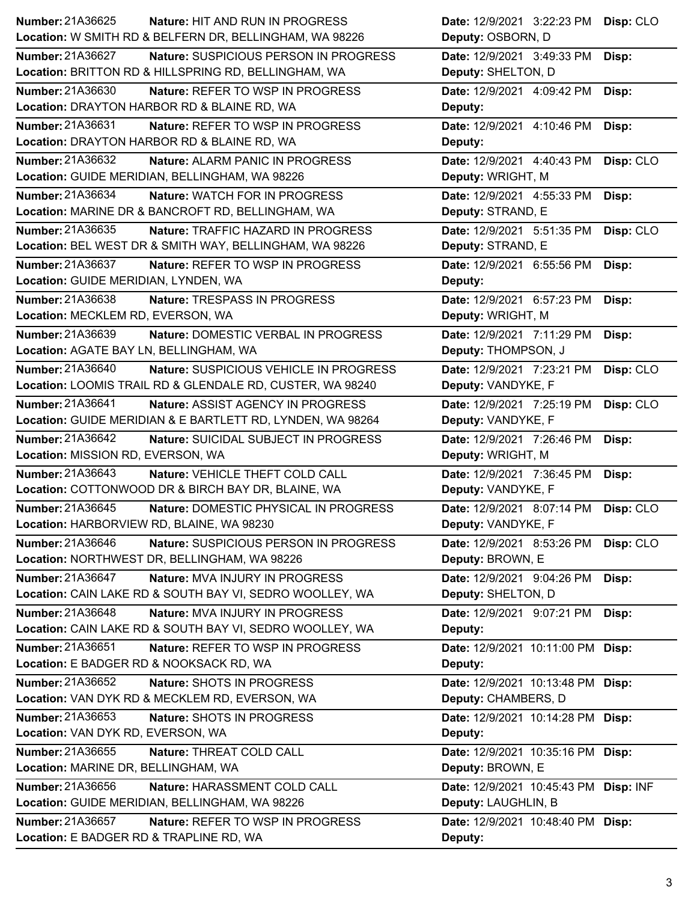| Number | Nature | Date | Disp | Location | Deputy |
|---|---|---|---|---|---|
| 21A36625 | HIT AND RUN IN PROGRESS | 12/9/2021 3:22:23 PM | CLO | W SMITH RD & BELFERN DR, BELLINGHAM, WA 98226 | OSBORN, D |
| 21A36627 | SUSPICIOUS PERSON IN PROGRESS | 12/9/2021 3:49:33 PM | | BRITTON RD & HILLSPRING RD, BELLINGHAM, WA | SHELTON, D |
| 21A36630 | REFER TO WSP IN PROGRESS | 12/9/2021 4:09:42 PM | | DRAYTON HARBOR RD & BLAINE RD, WA | |
| 21A36631 | REFER TO WSP IN PROGRESS | 12/9/2021 4:10:46 PM | | DRAYTON HARBOR RD & BLAINE RD, WA | |
| 21A36632 | ALARM PANIC IN PROGRESS | 12/9/2021 4:40:43 PM | CLO | GUIDE MERIDIAN, BELLINGHAM, WA 98226 | WRIGHT, M |
| 21A36634 | WATCH FOR IN PROGRESS | 12/9/2021 4:55:33 PM | | MARINE DR & BANCROFT RD, BELLINGHAM, WA | STRAND, E |
| 21A36635 | TRAFFIC HAZARD IN PROGRESS | 12/9/2021 5:51:35 PM | CLO | BEL WEST DR & SMITH WAY, BELLINGHAM, WA 98226 | STRAND, E |
| 21A36637 | REFER TO WSP IN PROGRESS | 12/9/2021 6:55:56 PM | | GUIDE MERIDIAN, LYNDEN, WA | |
| 21A36638 | TRESPASS IN PROGRESS | 12/9/2021 6:57:23 PM | | MECKLEM RD, EVERSON, WA | WRIGHT, M |
| 21A36639 | DOMESTIC VERBAL IN PROGRESS | 12/9/2021 7:11:29 PM | | AGATE BAY LN, BELLINGHAM, WA | THOMPSON, J |
| 21A36640 | SUSPICIOUS VEHICLE IN PROGRESS | 12/9/2021 7:23:21 PM | CLO | LOOMIS TRAIL RD & GLENDALE RD, CUSTER, WA 98240 | VANDYKE, F |
| 21A36641 | ASSIST AGENCY IN PROGRESS | 12/9/2021 7:25:19 PM | CLO | GUIDE MERIDIAN & E BARTLETT RD, LYNDEN, WA 98264 | VANDYKE, F |
| 21A36642 | SUICIDAL SUBJECT IN PROGRESS | 12/9/2021 7:26:46 PM | | MISSION RD, EVERSON, WA | WRIGHT, M |
| 21A36643 | VEHICLE THEFT COLD CALL | 12/9/2021 7:36:45 PM | | COTTONWOOD DR & BIRCH BAY DR, BLAINE, WA | VANDYKE, F |
| 21A36645 | DOMESTIC PHYSICAL IN PROGRESS | 12/9/2021 8:07:14 PM | CLO | HARBORVIEW RD, BLAINE, WA 98230 | VANDYKE, F |
| 21A36646 | SUSPICIOUS PERSON IN PROGRESS | 12/9/2021 8:53:26 PM | CLO | NORTHWEST DR, BELLINGHAM, WA 98226 | BROWN, E |
| 21A36647 | MVA INJURY IN PROGRESS | 12/9/2021 9:04:26 PM | | CAIN LAKE RD & SOUTH BAY VI, SEDRO WOOLLEY, WA | SHELTON, D |
| 21A36648 | MVA INJURY IN PROGRESS | 12/9/2021 9:07:21 PM | | CAIN LAKE RD & SOUTH BAY VI, SEDRO WOOLLEY, WA | |
| 21A36651 | REFER TO WSP IN PROGRESS | 12/9/2021 10:11:00 PM | | E BADGER RD & NOOKSACK RD, WA | |
| 21A36652 | SHOTS IN PROGRESS | 12/9/2021 10:13:48 PM | | VAN DYK RD & MECKLEM RD, EVERSON, WA | CHAMBERS, D |
| 21A36653 | SHOTS IN PROGRESS | 12/9/2021 10:14:28 PM | | VAN DYK RD, EVERSON, WA | |
| 21A36655 | THREAT COLD CALL | 12/9/2021 10:35:16 PM | | MARINE DR, BELLINGHAM, WA | BROWN, E |
| 21A36656 | HARASSMENT COLD CALL | 12/9/2021 10:45:43 PM | INF | GUIDE MERIDIAN, BELLINGHAM, WA 98226 | LAUGHLIN, B |
| 21A36657 | REFER TO WSP IN PROGRESS | 12/9/2021 10:48:40 PM | | E BADGER RD & TRAPLINE RD, WA | |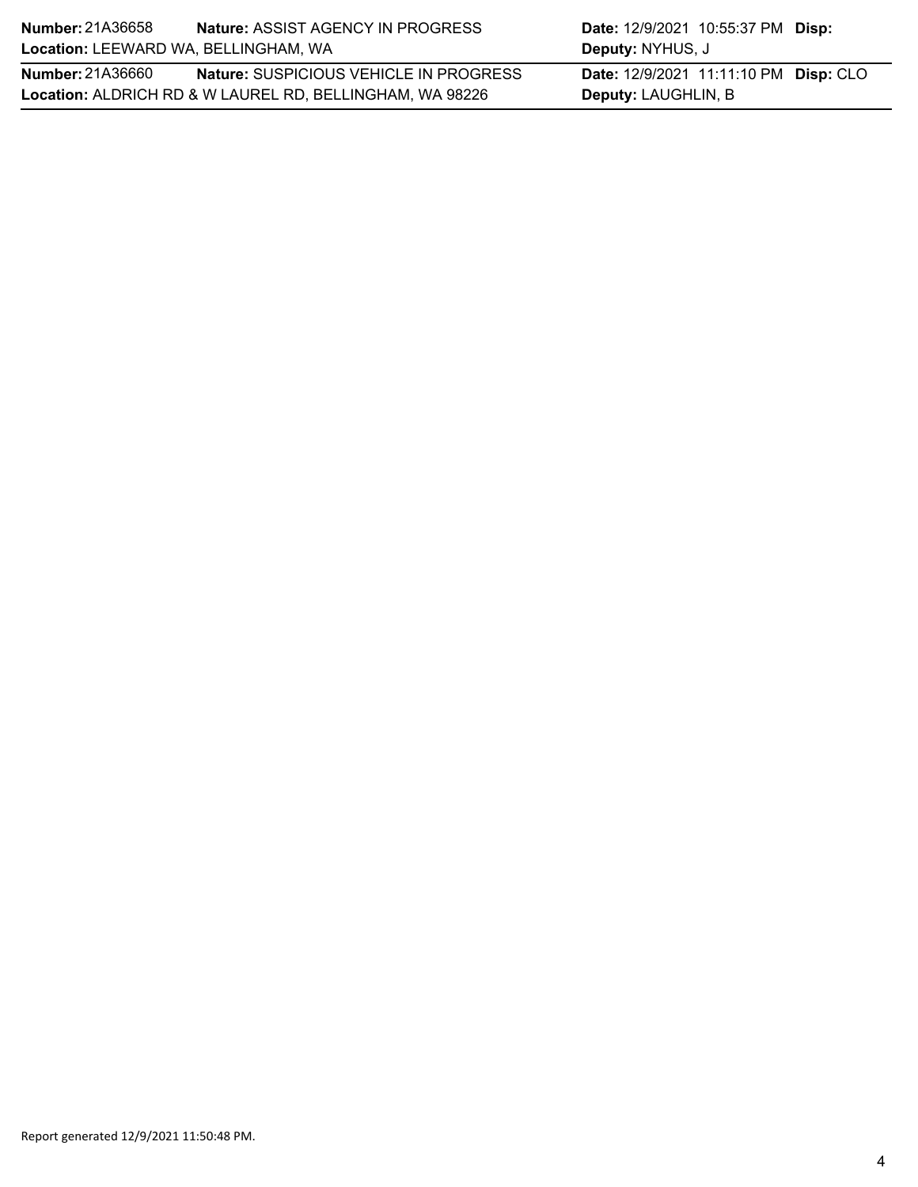**Number:** 21A36658 **Nature:** ASSIST AGENCY IN PROGRESS **Date:** 12/9/2021 10:55:37 PM **Disp:**
**Location:** LEEWARD WA, BELLINGHAM, WA **Deputy:** NYHUS, J

---

**Number:** 21A36660 **Nature:** SUSPICIOUS VEHICLE IN PROGRESS **Date:** 12/9/2021 11:11:10 PM **Disp:** CLO
**Location:** ALDRICH RD & W LAUREL RD, BELLINGHAM, WA 98226 **Deputy:** LAUGHLIN, B

---

Report generated 12/9/2021 11:50:48 PM.